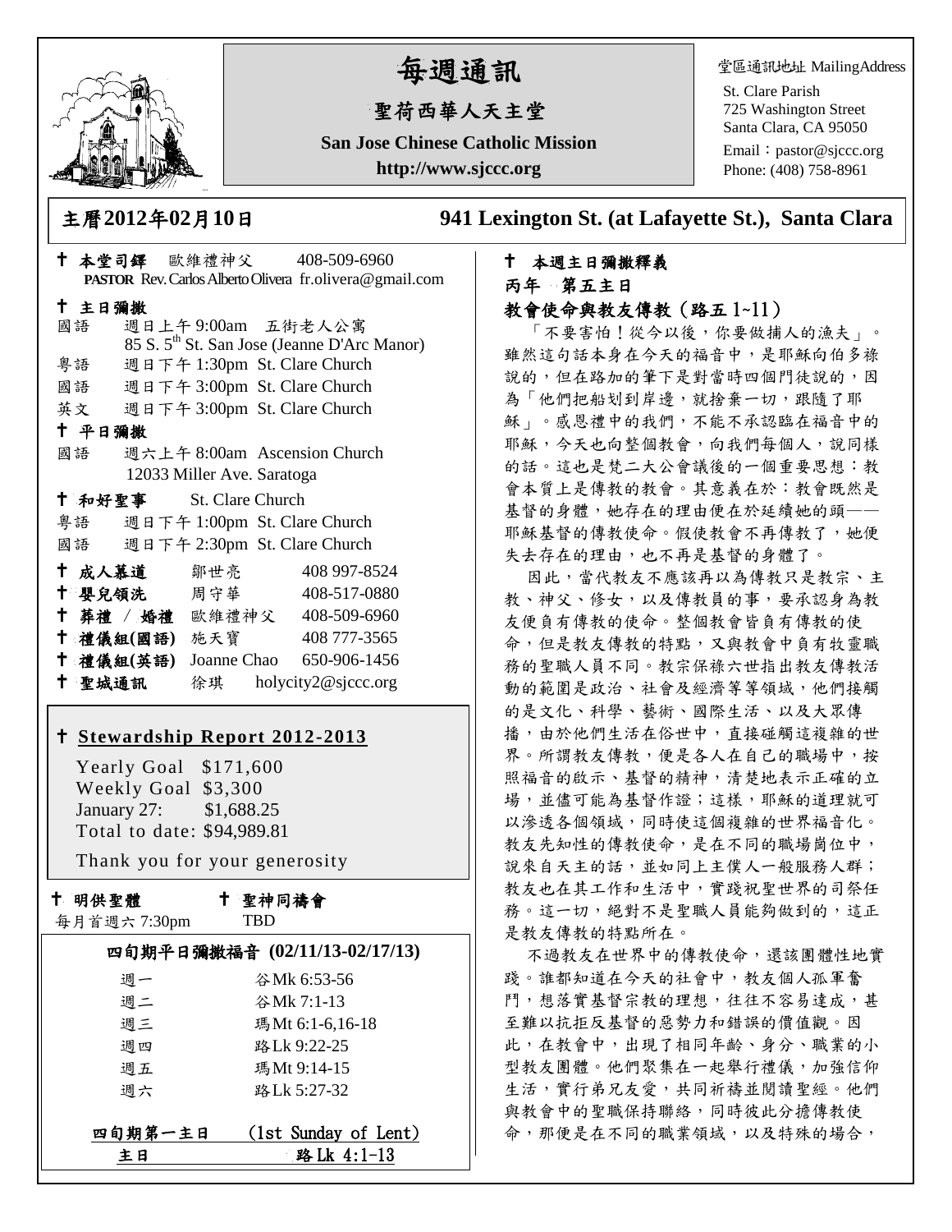# 每週通訊

## 聖荷西華人天主堂

**San Jose Chinese Catholic Mission**

**http://www.sjccc.org**

堂區通訊地址 MailingAddress
St. Clare Parish
725 Washington Street
Santa Clara, CA 95050
Email：pastor@sjccc.org
Phone: (408) 758-8961

**主曆2012年02月10日** **941 Lexington St. (at Lafayette St.), Santa Clara**

✝ **本堂司鐸** 歐維禮神父 408-509-6960
**PASTOR** Rev. Carlos Alberto Olivera fr.olivera@gmail.com

✝ **主日彌撒**

國語 週日上午 9:00am 五街老人公寓
85 S. 5th St. San Jose (Jeanne D'Arc Manor)
粵語 週日下午 1:30pm St. Clare Church
國語 週日下午 3:00pm St. Clare Church
英文 週日下午 3:00pm St. Clare Church

✝ **平日彌撒**

國語 週六上午 8:00am Ascension Church
12033 Miller Ave. Saratoga

✝ **和好聖事** St. Clare Church

粵語 週日下午 1:00pm St. Clare Church
國語 週日下午 2:30pm St. Clare Church

✝ **成人慕道** 鄒世亮 408 997-8524
✝ **嬰兒領洗** 周守華 408-517-0880
✝ **葬禮 / 婚禮** 歐維禮神父 408-509-6960
✝ **禮儀組(國語)** 施天寶 408 777-3565
✝ **禮儀組(英語)** Joanne Chao 650-906-1456
✝ **聖城通訊** 徐琪 holycity2@sjccc.org

✝ **Stewardship Report 2012-2013**

Yearly Goal $171,600
Weekly Goal $3,300
January 27: $1,688.25
Total to date: $94,989.81

Thank you for your generosity

✝ **明供聖體**
每月首週六 7:30pm

✝ **聖神同禱會**
TBD

**四旬期平日彌撒福音 (02/11/13-02/17/13)**

| | |
|---|---|
| 週一 | 谷Mk 6:53-56 |
| 週二 | 谷Mk 7:1-13 |
| 週三 | 瑪Mt 6:1-6,16-18 |
| 週四 | 路Lk 9:22-25 |
| 週五 | 瑪Mt 9:14-15 |
| 週六 | 路Lk 5:27-32 |

**四旬期第一主日** (1st Sunday of Lent)
**主日** 路Lk 4:1-13

✝ **本週主日彌撒釋義**

**丙年 第五主日**

**教會使命與教友傳教（路五 1~11）**

「不要害怕！從今以後，你要做捕人的漁夫」。雖然這句話本身在今天的福音中，是耶穌向伯多祿說的，但在路加的筆下是對當時四個門徒說的，因為「他們把船划到岸邊，就捨棄一切，跟隨了耶穌」。感恩禮中的我們，不能不承認臨在福音中的耶穌，今天也向整個教會，向我們每個人，說同樣的話。這也是梵二大公會議後的一個重要思想：教會本質上是傳教的教會。其意義在於：教會既然是基督的身體，她存在的理由便在於延續她的頭——耶穌基督的傳教使命。假使教會不再傳教了，她便失去存在的理由，也不再是基督的身體了。

因此，當代教友不應該再以為傳教只是教宗、主教、神父、修女，以及傳教員的事，要承認身為教友便負有傳教的使命。整個教會皆負有傳教的使命，但是教友傳教的特點，又與教會中負有牧靈職務的聖職人員不同。教宗保祿六世指出教友傳教活動的範圍是政治、社會及經濟等等領域，他們接觸的是文化、科學、藝術、國際生活、以及大眾傳播，由於他們生活在俗世中，直接碰觸這複雜的世界。所謂教友傳教，便是各人在自己的職場中，按照福音的啟示、基督的精神，清楚地表示正確的立場，並儘可能為基督作證；這樣，耶穌的道理就可以滲透各個領域，同時使這個複雜的世界福音化。教友先知性的傳教使命，是在不同的職場崗位中，說來自天主的話，並如同上主僕人一般服務人群；教友也在其工作和生活中，實踐祝聖世界的司祭任務。這一切，絕對不是聖職人員能夠做到的，這正是教友傳教的特點所在。

不過教友在世界中的傳教使命，還該團體性地實踐。誰都知道在今天的社會中，教友個人孤軍奮鬥，想落實基督宗教的理想，往往不容易達成，甚至難以抗拒反基督的惡勢力和錯誤的價值觀。因此，在教會中，出現了相同年齡、身分、職業的小型教友團體。他們聚集在一起舉行禮儀，加強信仰生活，實行弟兄友愛，共同祈禱並閱讀聖經。他們與教會中的聖職保持聯絡，同時彼此分擔傳教使命，那便是在不同的職業領域，以及特殊的場合，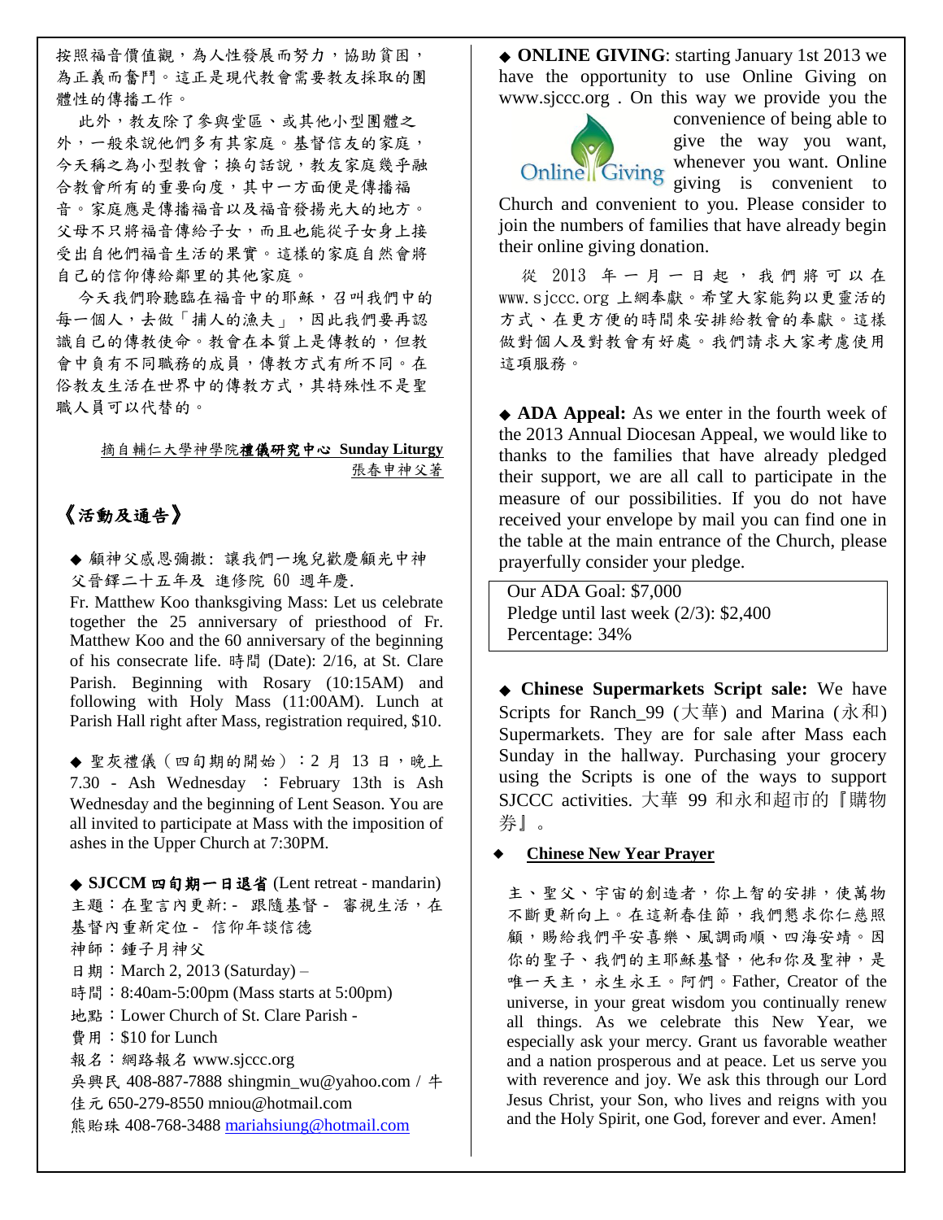按照福音價值觀，為人性發展而努力，協助貧困，為正義而奮鬥。這正是現代教會需要教友採取的團體性的傳播工作。

此外，教友除了參與堂區、或其他小型團體之外，一般來說他們多有其家庭。基督信友的家庭，今天稱之為小型教會；換句話說，教友家庭幾乎融合教會所有的重要向度，其中一方面便是傳播福音。家庭應是傳播福音以及福音發揚光大的地方。父母不只將福音傳給子女，而且也能從子女身上接受出自他們福音生活的果實。這樣的家庭自然會將自己的信仰傳給鄰里的其他家庭。

今天我們聆聽臨在福音中的耶穌，召叫我們中的每一個人，去做「捕人的漁夫」，因此我們要再認識自己的傳教使命。教會在本質上是傳教的，但教會中負有不同職務的成員，傳教方式有所不同。在俗教友生活在世界中的傳教方式，其特殊性不是聖職人員可以代替的。

摘自輔仁大學神學院**禮儀研究中心 Sunday Liturgy**
張春申神父著

## 《活動及通告》

◆ 顧神父感恩彌撒: 讓我們一塊兒歡慶顧光中神父晉鐸二十五年及 進修院 60 週年慶.
Fr. Matthew Koo thanksgiving Mass: Let us celebrate together the 25 anniversary of priesthood of Fr. Matthew Koo and the 60 anniversary of the beginning of his consecrate life. 時間 (Date): 2/16, at St. Clare Parish. Beginning with Rosary (10:15AM) and following with Holy Mass (11:00AM). Lunch at Parish Hall right after Mass, registration required, $10.

◆ 聖灰禮儀（四旬期的開始）：2 月 13 日，晚上 7.30 - Ash Wednesday ： February 13th is Ash Wednesday and the beginning of Lent Season. You are all invited to participate at Mass with the imposition of ashes in the Upper Church at 7:30PM.

◆ **SJCCM 四旬期一日退省** (Lent retreat - mandarin)
主題：在聖言內更新: - 跟隨基督 - 審視生活，在基督內重新定位 - 信仰年談信德
神師：鍾子月神父
日期：March 2, 2013 (Saturday) –
時間：8:40am-5:00pm (Mass starts at 5:00pm)
地點：Lower Church of St. Clare Parish -
費用：$10 for Lunch
報名：網路報名 www.sjccc.org
吳興民 408-887-7888 shingmin_wu@yahoo.com / 牛佳元 650-279-8550 mniou@hotmail.com
熊貽珠 408-768-3488 mariahsiung@hotmail.com

◆ **ONLINE GIVING**: starting January 1st 2013 we have the opportunity to use Online Giving on www.sjccc.org . On this way we provide you the convenience of being able to give the way you want, whenever you want. Online giving is convenient to Church and convenient to you. Please consider to join the numbers of families that have already begin their online giving donation.

從 2013 年一月一日起，我們將可以在 www.sjccc.org 上網奉獻。希望大家能夠以更靈活的方式、在更方便的時間來安排給教會的奉獻。這樣做對個人及對教會有好處。我們請求大家考慮使用這項服務。

◆ **ADA Appeal:** As we enter in the fourth week of the 2013 Annual Diocesan Appeal, we would like to thanks to the families that have already pledged their support, we are all call to participate in the measure of our possibilities. If you do not have received your envelope by mail you can find one in the table at the main entrance of the Church, please prayerfully consider your pledge.

Our ADA Goal: $7,000
Pledge until last week (2/3): $2,400
Percentage: 34%

◆ **Chinese Supermarkets Script sale:** We have Scripts for Ranch_99 (大華) and Marina (永和) Supermarkets. They are for sale after Mass each Sunday in the hallway. Purchasing your grocery using the Scripts is one of the ways to support SJCCC activities. 大華 99 和永和超市的『購物券』。

◆ **Chinese New Year Prayer**

主、聖父、宇宙的創造者，你上智的安排，使萬物不斷更新向上。在這新春佳節，我們懇求你仁慈照顧，賜給我們平安喜樂、風調雨順、四海安靖。因你的聖子、我們的主耶穌基督，他和你及聖神，是唯一天主，永生永王。阿們。Father, Creator of the universe, in your great wisdom you continually renew all things. As we celebrate this New Year, we especially ask your mercy. Grant us favorable weather and a nation prosperous and at peace. Let us serve you with reverence and joy. We ask this through our Lord Jesus Christ, your Son, who lives and reigns with you and the Holy Spirit, one God, forever and ever. Amen!